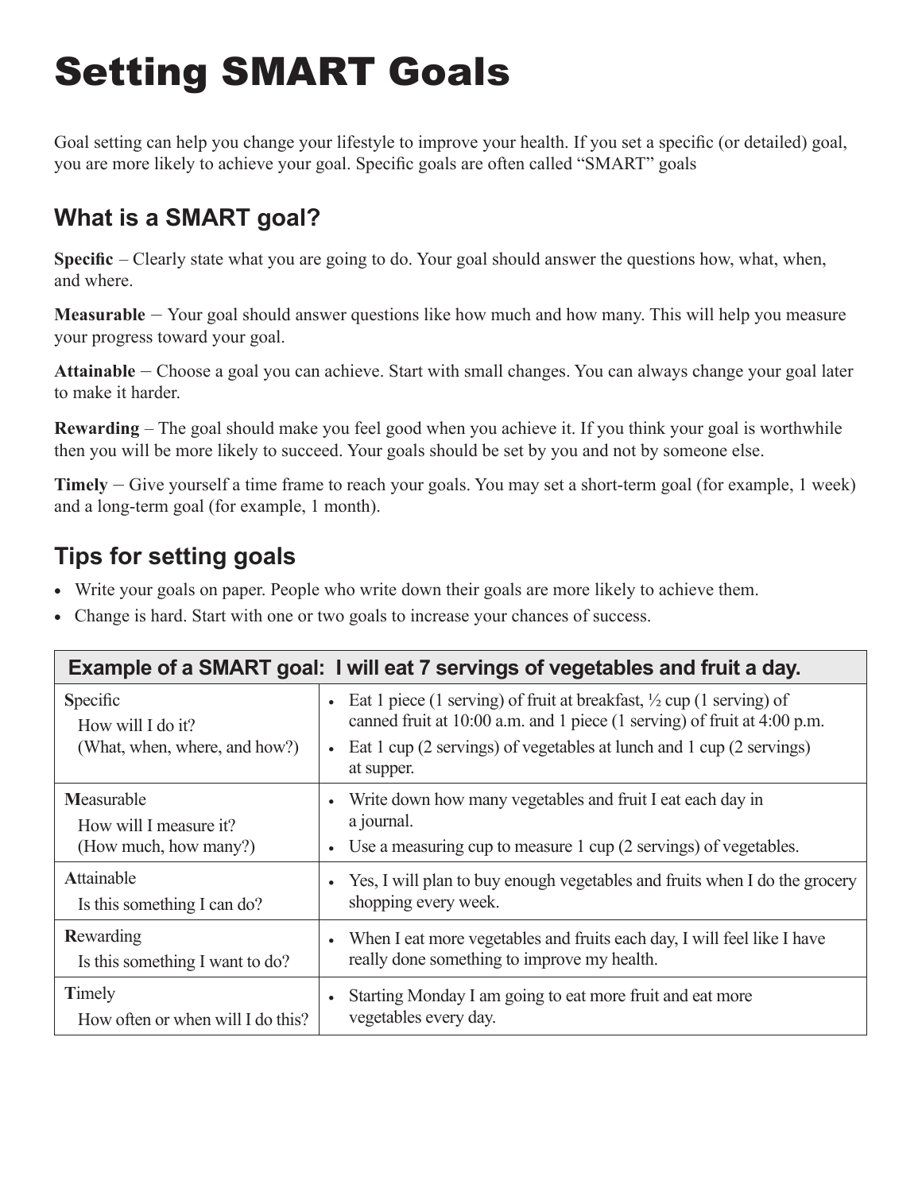# Setting SMART Goals

Goal setting can help you change your lifestyle to improve your health. If you set a specific (or detailed) goal, you are more likely to achieve your goal. Specific goals are often called "SMART" goals

## What is a SMART goal?

**Specific** – Clearly state what you are going to do. Your goal should answer the questions how, what, when, and where.

**Measurable** – Your goal should answer questions like how much and how many. This will help you measure your progress toward your goal.

**Attainable** – Choose a goal you can achieve. Start with small changes. You can always change your goal later to make it harder.

**Rewarding** – The goal should make you feel good when you achieve it. If you think your goal is worthwhile then you will be more likely to succeed. Your goals should be set by you and not by someone else.

**Timely** – Give yourself a time frame to reach your goals. You may set a short-term goal (for example, 1 week) and a long-term goal (for example, 1 month).

## Tips for setting goals

- Write your goals on paper. People who write down their goals are more likely to achieve them.
- Change is hard. Start with one or two goals to increase your chances of success.

| **Example of a SMART goal: I will eat 7 servings of vegetables and fruit a day.** | |
|---|---|
| **S**pecific<br>How will I do it?<br>(What, when, where, and how?) | • Eat 1 piece (1 serving) of fruit at breakfast, ½ cup (1 serving) of canned fruit at 10:00 a.m. and 1 piece (1 serving) of fruit at 4:00 p.m.<br>• Eat 1 cup (2 servings) of vegetables at lunch and 1 cup (2 servings) at supper. |
| **M**easurable<br>How will I measure it?<br>(How much, how many?) | • Write down how many vegetables and fruit I eat each day in a journal.<br>• Use a measuring cup to measure 1 cup (2 servings) of vegetables. |
| **A**ttainable<br>Is this something I can do? | • Yes, I will plan to buy enough vegetables and fruits when I do the grocery shopping every week. |
| **R**ewarding<br>Is this something I want to do? | • When I eat more vegetables and fruits each day, I will feel like I have really done something to improve my health. |
| **T**imely<br>How often or when will I do this? | • Starting Monday I am going to eat more fruit and eat more vegetables every day. |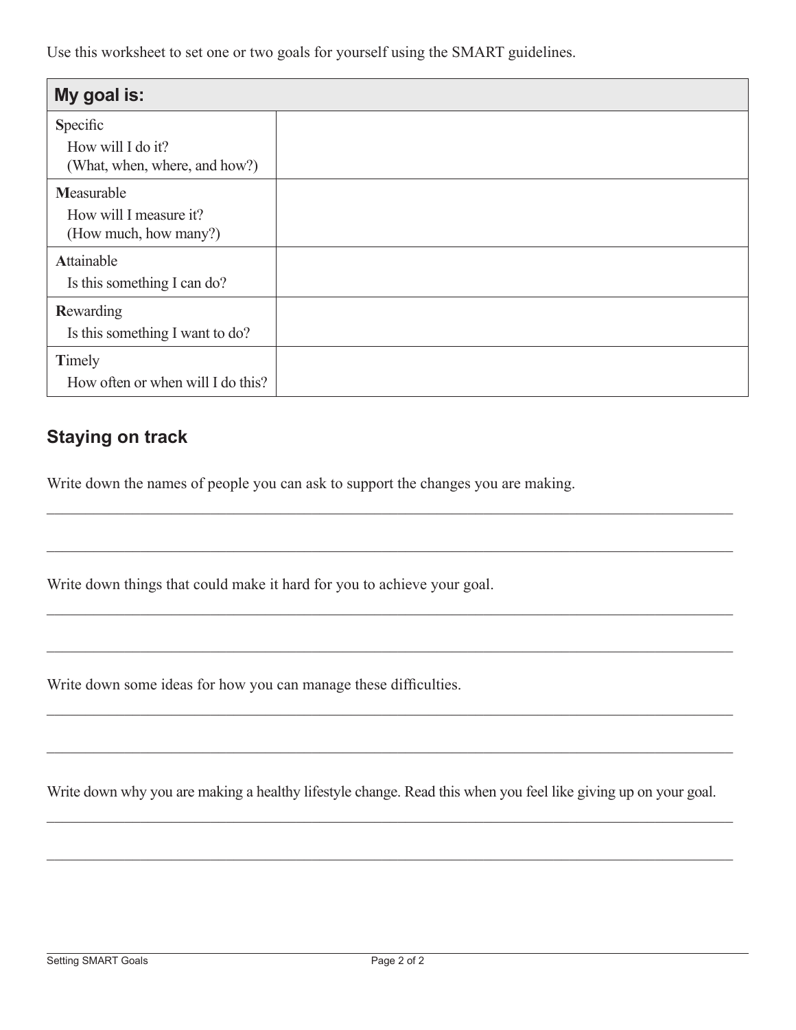Use this worksheet to set one or two goals for yourself using the SMART guidelines.

| My goal is: | |
| --- | --- |
| **S**pecific<br>How will I do it?<br>(What, when, where, and how?) | |
| **M**easurable<br>How will I measure it?<br>(How much, how many?) | |
| **A**ttainable<br>Is this something I can do? | |
| **R**ewarding<br>Is this something I want to do? | |
| **T**imely<br>How often or when will I do this? | |

## Staying on track

Write down the names of people you can ask to support the changes you are making.

\_\_\_\_\_\_\_\_\_\_\_\_\_\_\_\_\_\_\_\_\_\_\_\_\_\_\_\_\_\_\_\_\_\_\_\_\_\_\_\_\_\_\_\_\_\_\_\_\_\_\_\_\_\_\_\_\_\_\_\_

\_\_\_\_\_\_\_\_\_\_\_\_\_\_\_\_\_\_\_\_\_\_\_\_\_\_\_\_\_\_\_\_\_\_\_\_\_\_\_\_\_\_\_\_\_\_\_\_\_\_\_\_\_\_\_\_\_\_\_\_

Write down things that could make it hard for you to achieve your goal.

\_\_\_\_\_\_\_\_\_\_\_\_\_\_\_\_\_\_\_\_\_\_\_\_\_\_\_\_\_\_\_\_\_\_\_\_\_\_\_\_\_\_\_\_\_\_\_\_\_\_\_\_\_\_\_\_\_\_\_\_

\_\_\_\_\_\_\_\_\_\_\_\_\_\_\_\_\_\_\_\_\_\_\_\_\_\_\_\_\_\_\_\_\_\_\_\_\_\_\_\_\_\_\_\_\_\_\_\_\_\_\_\_\_\_\_\_\_\_\_\_

Write down some ideas for how you can manage these difficulties.

\_\_\_\_\_\_\_\_\_\_\_\_\_\_\_\_\_\_\_\_\_\_\_\_\_\_\_\_\_\_\_\_\_\_\_\_\_\_\_\_\_\_\_\_\_\_\_\_\_\_\_\_\_\_\_\_\_\_\_\_

\_\_\_\_\_\_\_\_\_\_\_\_\_\_\_\_\_\_\_\_\_\_\_\_\_\_\_\_\_\_\_\_\_\_\_\_\_\_\_\_\_\_\_\_\_\_\_\_\_\_\_\_\_\_\_\_\_\_\_\_

Write down why you are making a healthy lifestyle change. Read this when you feel like giving up on your goal.

\_\_\_\_\_\_\_\_\_\_\_\_\_\_\_\_\_\_\_\_\_\_\_\_\_\_\_\_\_\_\_\_\_\_\_\_\_\_\_\_\_\_\_\_\_\_\_\_\_\_\_\_\_\_\_\_\_\_\_\_

\_\_\_\_\_\_\_\_\_\_\_\_\_\_\_\_\_\_\_\_\_\_\_\_\_\_\_\_\_\_\_\_\_\_\_\_\_\_\_\_\_\_\_\_\_\_\_\_\_\_\_\_\_\_\_\_\_\_\_\_